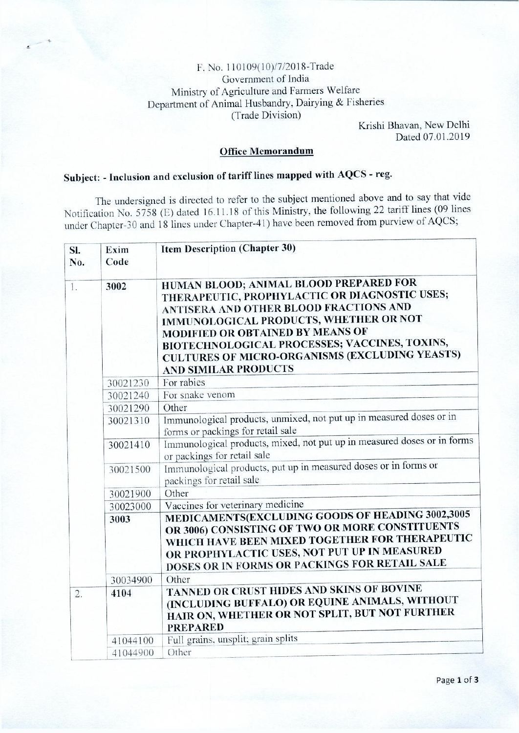F. No. 110109(10)/7/2018-Trade
Government of India
Ministry of Agriculture and Farmers Welfare
Department of Animal Husbandry, Dairying & Fisheries
(Trade Division)

Krishi Bhavan, New Delhi
Dated 07.01.2019

**Office Memorandum**

**Subject: - Inclusion and exclusion of tariff lines mapped with AQCS - reg.**

The undersigned is directed to refer to the subject mentioned above and to say that vide Notification No. 5758 (E) dated 16.11.18 of this Ministry, the following 22 tariff lines (09 lines under Chapter-30 and 18 lines under Chapter-41) have been removed from purview of AQCS;

| Sl. No. | Exim Code | Item Description (Chapter 30) |
|---|---|---|
| 1. | **3002** | **HUMAN BLOOD; ANIMAL BLOOD PREPARED FOR THERAPEUTIC, PROPHYLACTIC OR DIAGNOSTIC USES; ANTISERA AND OTHER BLOOD FRACTIONS AND IMMUNOLOGICAL PRODUCTS, WHETHER OR NOT MODIFIED OR OBTAINED BY MEANS OF BIOTECHNOLOGICAL PROCESSES; VACCINES, TOXINS, CULTURES OF MICRO-ORGANISMS (EXCLUDING YEASTS) AND SIMILAR PRODUCTS** |
| | 30021230 | For rabies |
| | 30021240 | For snake venom |
| | 30021290 | Other |
| | 30021310 | Immunological products, unmixed, not put up in measured doses or in forms or packings for retail sale |
| | 30021410 | Immunological products, mixed, not put up in measured doses or in forms or packings for retail sale |
| | 30021500 | Immunological products, put up in measured doses or in forms or packings for retail sale |
| | 30021900 | Other |
| | 30023000 | Vaccines for veterinary medicine |
| | **3003** | **MEDICAMENTS(EXCLUDING GOODS OF HEADING 3002,3005 OR 3006) CONSISTING OF TWO OR MORE CONSTITUENTS WHICH HAVE BEEN MIXED TOGETHER FOR THERAPEUTIC OR PROPHYLACTIC USES, NOT PUT UP IN MEASURED DOSES OR IN FORMS OR PACKINGS FOR RETAIL SALE** |
| | 30034900 | Other |
| 2. | **4104** | **TANNED OR CRUST HIDES AND SKINS OF BOVINE (INCLUDING BUFFALO) OR EQUINE ANIMALS, WITHOUT HAIR ON, WHETHER OR NOT SPLIT, BUT NOT FURTHER PREPARED** |
| | 41044100 | Full grains, unsplit; grain splits |
| | 41044900 | Other |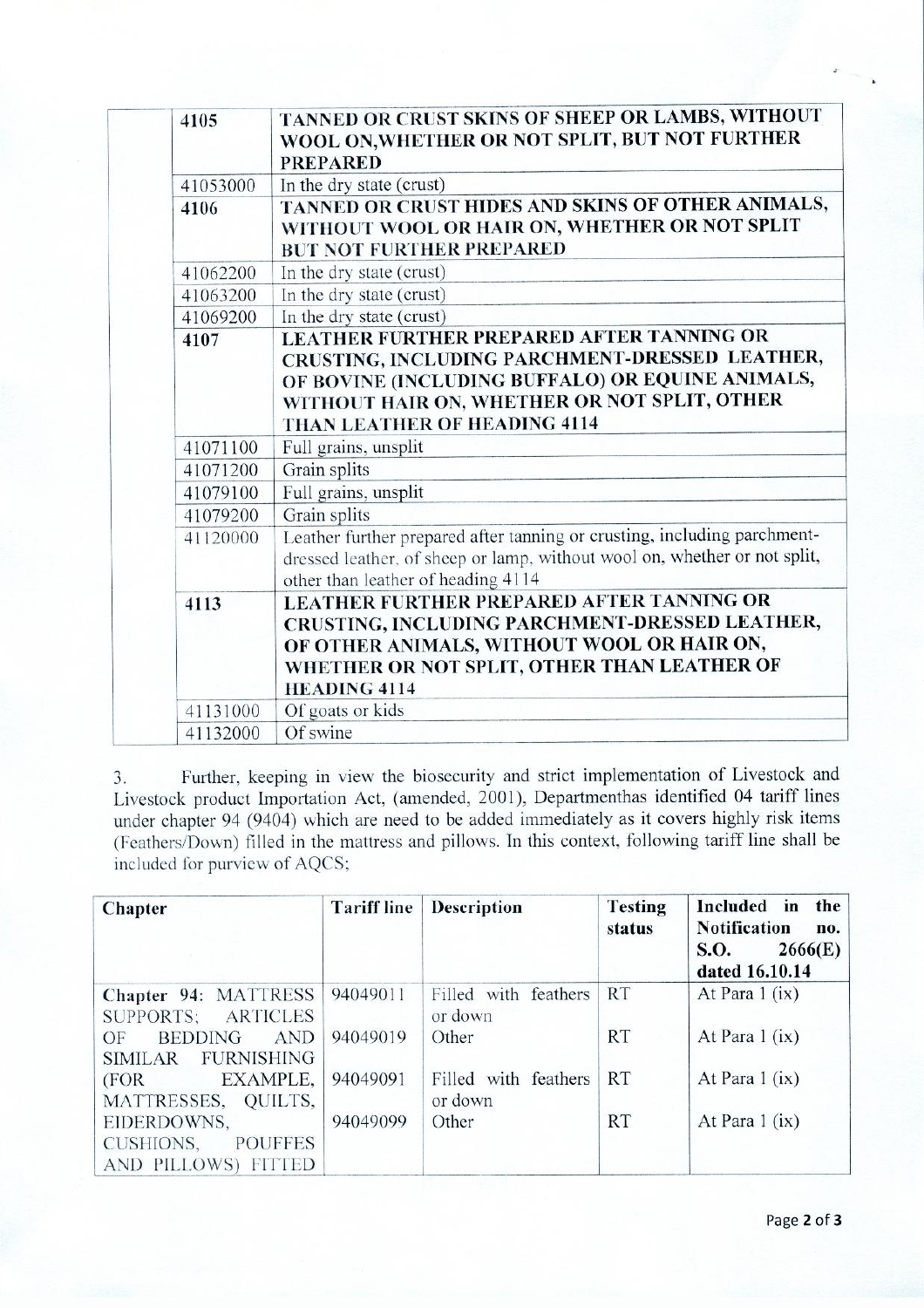| | | |
|---|---|---|
| | **4105** | **TANNED OR CRUST SKINS OF SHEEP OR LAMBS, WITHOUT WOOL ON,WHETHER OR NOT SPLIT, BUT NOT FURTHER PREPARED** |
| | 41053000 | In the dry state (crust) |
| | **4106** | **TANNED OR CRUST HIDES AND SKINS OF OTHER ANIMALS, WITHOUT WOOL OR HAIR ON, WHETHER OR NOT SPLIT BUT NOT FURTHER PREPARED** |
| | 41062200 | In the dry state (crust) |
| | 41063200 | In the dry state (crust) |
| | 41069200 | In the dry state (crust) |
| | **4107** | **LEATHER FURTHER PREPARED AFTER TANNING OR CRUSTING, INCLUDING PARCHMENT-DRESSED LEATHER, OF BOVINE (INCLUDING BUFFALO) OR EQUINE ANIMALS, WITHOUT HAIR ON, WHETHER OR NOT SPLIT, OTHER THAN LEATHER OF HEADING 4114** |
| | 41071100 | Full grains, unsplit |
| | 41071200 | Grain splits |
| | 41079100 | Full grains, unsplit |
| | 41079200 | Grain splits |
| | 41120000 | Leather further prepared after tanning or crusting, including parchment-dressed leather, of sheep or lamp, without wool on, whether or not split, other than leather of heading 4114 |
| | **4113** | **LEATHER FURTHER PREPARED AFTER TANNING OR CRUSTING, INCLUDING PARCHMENT-DRESSED LEATHER, OF OTHER ANIMALS, WITHOUT WOOL OR HAIR ON, WHETHER OR NOT SPLIT, OTHER THAN LEATHER OF HEADING 4114** |
| | 41131000 | Of goats or kids |
| | 41132000 | Of swine |

3. Further, keeping in view the biosecurity and strict implementation of Livestock and Livestock product Importation Act, (amended, 2001), Departmenthas identified 04 tariff lines under chapter 94 (9404) which are need to be added immediately as it covers highly risk items (Feathers/Down) filled in the mattress and pillows. In this context, following tariff line shall be included for purview of AQCS;

| Chapter | Tariff line | Description | Testing status | Included in the Notification no. S.O. 2666(E) dated 16.10.14 |
|---|---|---|---|---|
| Chapter 94: MATTRESS SUPPORTS; ARTICLES OF BEDDING AND SIMILAR FURNISHING (FOR EXAMPLE, MATTRESSES, QUILTS, EIDERDOWNS, CUSHIONS, POUFFES AND PILLOWS) FITTED | 94049011 | Filled with feathers or down | RT | At Para 1 (ix) |
| | 94049019 | Other | RT | At Para 1 (ix) |
| | 94049091 | Filled with feathers or down | RT | At Para 1 (ix) |
| | 94049099 | Other | RT | At Para 1 (ix) |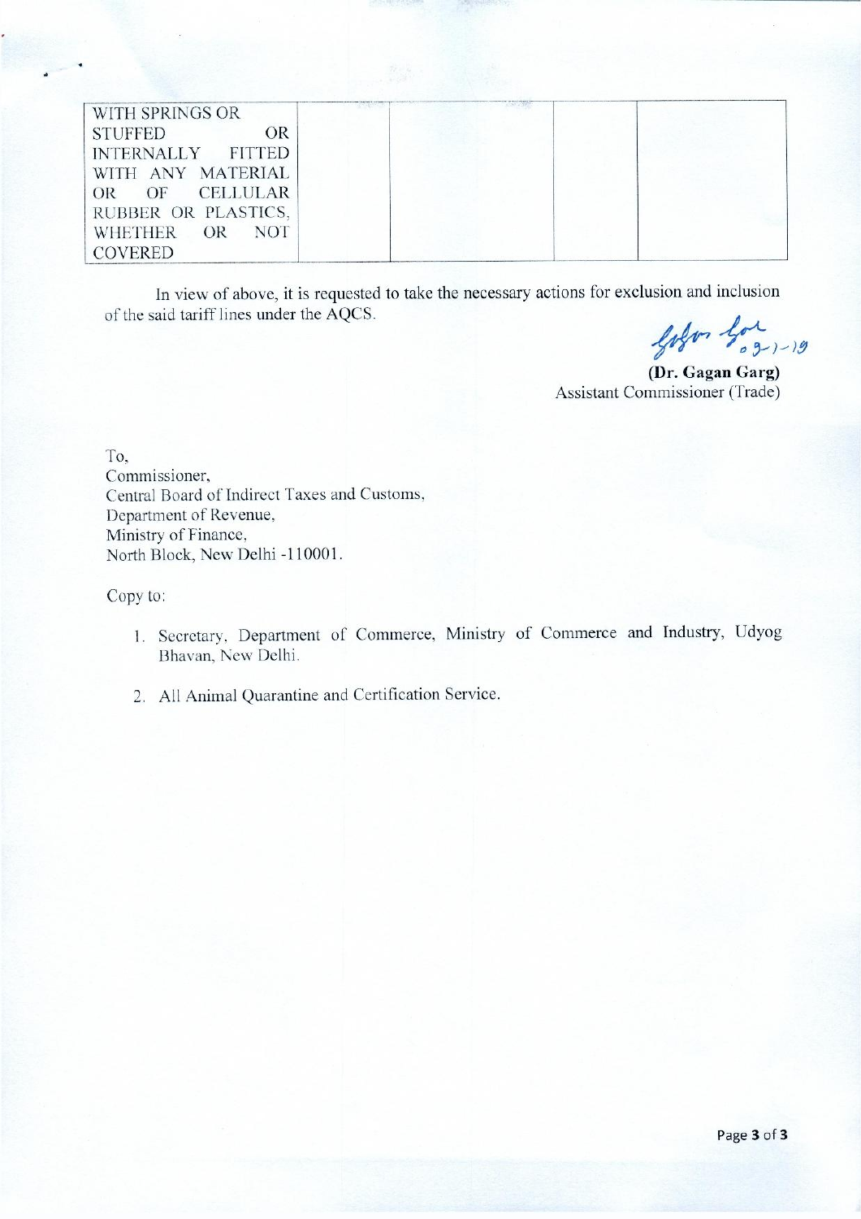| | | | | |
|---|---|---|---|---|
| WITH SPRINGS OR STUFFED OR INTERNALLY FITTED WITH ANY MATERIAL OR OF CELLULAR RUBBER OR PLASTICS, WHETHER OR NOT COVERED | | | | |

In view of above, it is requested to take the necessary actions for exclusion and inclusion of the said tariff lines under the AQCS.

09-1-19

**(Dr. Gagan Garg)**
Assistant Commissioner (Trade)

To,
Commissioner,
Central Board of Indirect Taxes and Customs,
Department of Revenue,
Ministry of Finance,
North Block, New Delhi -110001.

Copy to:

1. Secretary, Department of Commerce, Ministry of Commerce and Industry, Udyog Bhavan, New Delhi.
2. All Animal Quarantine and Certification Service.